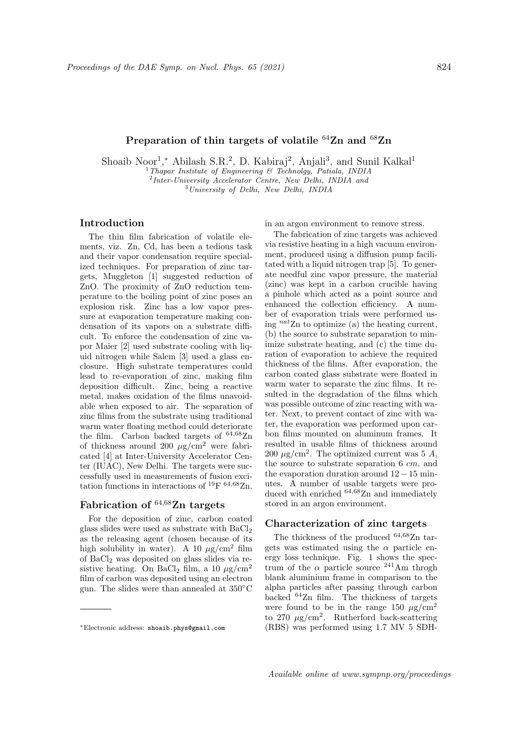# Preparation of thin targets of volatile $^{64}$Zn and $^{68}$Zn

Shoaib Noor[1,*], Abilash S.R.[2], D. Kabiraj[2], Anjali[3], and Sunil Kalkal[1]

[1] *Thapar Institute of Engineering & Technolgy, Patiala, INDIA*
[2] *Inter-University Accelerator Centre, New Delhi, INDIA and*
[3] *University of Delhi, New Delhi, INDIA*

## Introduction

The thin film fabrication of volatile elements, viz. Zn, Cd, has been a tedious task and their vapor condensation require specialized techniques. For preparation of zinc targets, Muggleton [1] suggested reduction of ZnO. The proximity of ZnO reduction temperature to the boiling point of zinc poses an explosion risk. Zinc has a low vapor pressure at evaporation temperature making condensation of its vapors on a substrate difficult. To enforce the condensation of zinc vapor Maier [2] used substrate cooling with liquid nitrogen while Salem [3] used a glass enclosure. High substrate temperatures could lead to re-evaporation of zinc, making film deposition difficult. Zinc, being a reactive metal, makes oxidation of the films unavoidable when exposed to air. The separation of zinc films from the substrate using traditional warm water floating method could deteriorate the film. Carbon backed targets of $^{64,68}$Zn of thickness around 200 $\mu$g/cm$^2$ were fabricated [4] at Inter-University Accelerator Center (IUAC), New Delhi. The targets were successfully used in measurements of fusion excitation functions in interactions of $^{19}$F $^{64,68}$Zn.

## Fabrication of $^{64,68}$Zn targets

For the deposition of zinc, carbon coated glass slides were used as substrate with $BaCl_2$ as the releasing agent (chosen because of its high solubility in water). A 10 $\mu$g/cm$^2$ film of $BaCl_2$ was deposited on glass slides via resistive heating. On $BaCl_2$ film, a 10 $\mu$g/cm$^2$ film of carbon was deposited using an electron gun. The slides were than annealed at 350$^\circ$C in an argon environment to remove stress.

The fabrication of zinc targets was achieved via resistive heating in a high vacuum environment, produced using a diffusion pump facilitated with a liquid nitrogen trap [5]. To generate needful zinc vapor pressure, the material (zinc) was kept in a carbon crucible having a pinhole which acted as a point source and enhanced the collection efficiency. A number of evaporation trials were performed using $^{nat}$Zn to optimize (a) the heating current, (b) the source to substrate separation to minimize substrate heating, and (c) the time duration of evaporation to achieve the required thickness of the films. After evaporation, the carbon coated glass substrate were floated in warm water to separate the zinc films. It resulted in the degradation of the films which was possible outcome of zinc reacting with water. Next, to prevent contact of zinc with water, the evaporation was performed upon carbon films mounted on aluminum frames. It resulted in usable films of thickness around 200 $\mu$g/cm$^2$. The optimized current was 5 *A*, the source to substrate separation 6 *cm*, and the evaporation duration around $12-15$ minutes. A number of usable targets were produced with enriched $^{64,68}$Zn and immediately stored in an argon environment.

## Characterization of zinc targets

The thickness of the produced $^{64,68}$Zn targets was estimated using the $\alpha$ particle energy loss technique. Fig. 1 shows the spectrum of the $\alpha$ particle source $^{241}$Am throgh blank aluminium frame in comparison to the alpha particles after passing through carbon backed $^{64}$Zn film. The thickness of targets were found to be in the range 150 $\mu$g/cm$^2$ to 270 $\mu$g/cm$^2$. Rutherford back-scattering (RBS) was performed using 1.7 MV 5 SDH-

*Electronic address: shoaib.phys@gmail.com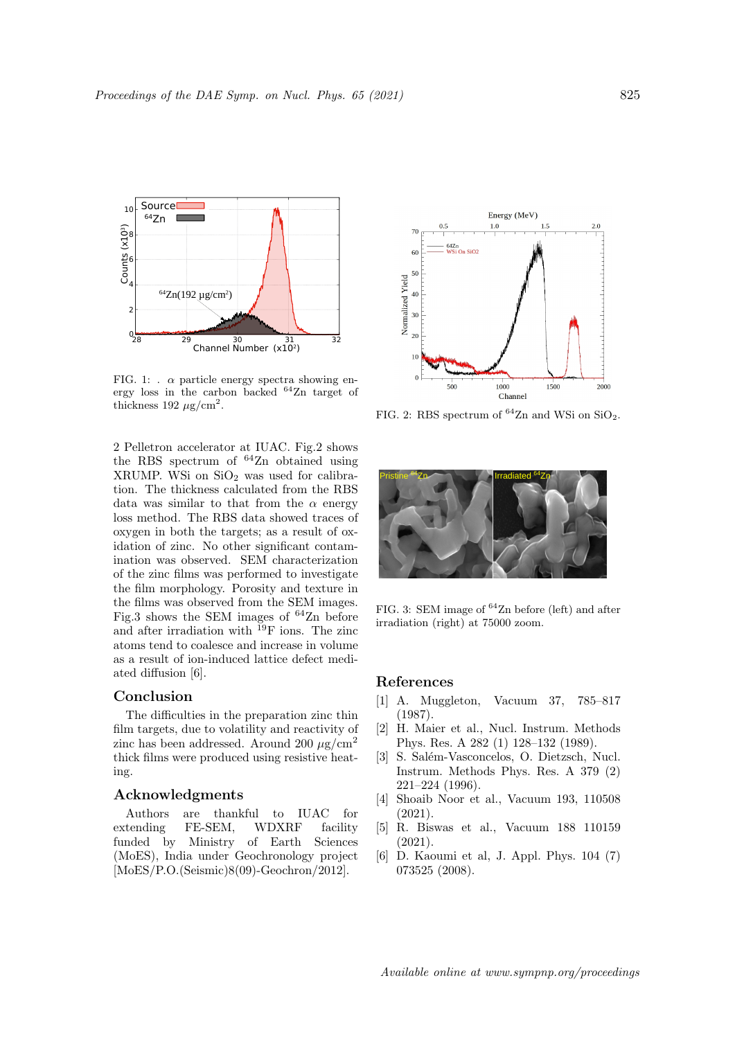Source
$^{64}$Zn
Counts (x10$^3$)
10
8
6
4
2
0
$^{64}$Zn(192 μg/cm$^2$)
28
29
30
31
32
Channel Number (x10$^2$)

FIG. 1: . $\alpha$ particle energy spectra showing energy loss in the carbon backed $^{64}$Zn target of thickness 192 $\mu$g/cm$^2$.

Energy (MeV)
0.5
1.0
1.5
2.0
70
60
50
40
30
20
10
0
Normalized Yield
64Zn
WSi On SiO2
500
1000
1500
2000
Channel

FIG. 2: RBS spectrum of $^{64}$Zn and WSi on $SiO_2$.

2 Pelletron accelerator at IUAC. Fig.2 shows the RBS spectrum of $^{64}$Zn obtained using XRUMP. WSi on $SiO_2$ was used for calibration. The thickness calculated from the RBS data was similar to that from the $\alpha$ energy loss method. The RBS data showed traces of oxygen in both the targets; as a result of oxidation of zinc. No other significant contamination was observed. SEM characterization of the zinc films was performed to investigate the film morphology. Porosity and texture in the films was observed from the SEM images. Fig.3 shows the SEM images of $^{64}$Zn before and after irradiation with $^{19}$F ions. The zinc atoms tend to coalesce and increase in volume as a result of ion-induced lattice defect mediated diffusion [6].

Pristine $^{64}$Zn
Irradiated $^{64}$Zn

FIG. 3: SEM image of $^{64}$Zn before (left) and after irradiation (right) at 75000 zoom.

## Conclusion

The difficulties in the preparation zinc thin film targets, due to volatility and reactivity of zinc has been addressed. Around 200 $\mu$g/cm$^2$ thick films were produced using resistive heating.

## Acknowledgments

Authors are thankful to IUAC for extending FE-SEM, WDXRF facility funded by Ministry of Earth Sciences (MoES), India under Geochronology project [MoES/P.O.(Seismic)8(09)-Geochron/2012].

## References

[1] A. Muggleton, Vacuum 37, 785–817 (1987).

[2] H. Maier et al., Nucl. Instrum. Methods Phys. Res. A 282 (1) 128–132 (1989).

[3] S. Salém-Vasconcelos, O. Dietzsch, Nucl. Instrum. Methods Phys. Res. A 379 (2) 221–224 (1996).

[4] Shoaib Noor et al., Vacuum 193, 110508 (2021).

[5] R. Biswas et al., Vacuum 188 110159 (2021).

[6] D. Kaoumi et al, J. Appl. Phys. 104 (7) 073525 (2008).